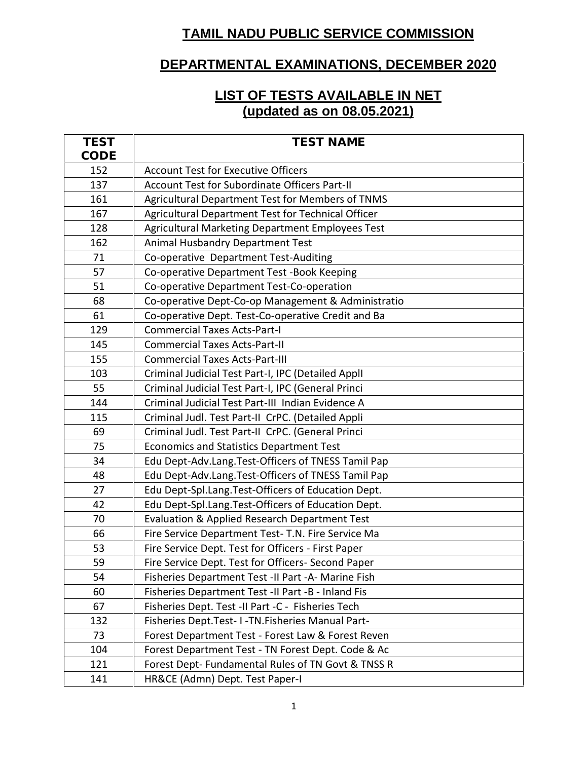# TAMIL NADU PUBLIC SERVICE COMMISSION

## DEPARTMENTAL EXAMINATIONS, DECEMBER 2020

## LIST OF TESTS AVAILABLE IN NET
## (updated as on 08.05.2021)

| TEST CODE | TEST NAME |
|---|---|
| 152 | Account Test for Executive Officers |
| 137 | Account Test for Subordinate Officers Part-II |
| 161 | Agricultural Department Test for Members of TNMS |
| 167 | Agricultural Department Test for Technical Officer |
| 128 | Agricultural Marketing Department Employees Test |
| 162 | Animal Husbandry Department Test |
| 71 | Co-operative Department Test-Auditing |
| 57 | Co-operative Department Test -Book Keeping |
| 51 | Co-operative Department Test-Co-operation |
| 68 | Co-operative Dept-Co-op Management & Administratio |
| 61 | Co-operative Dept. Test-Co-operative Credit and Ba |
| 129 | Commercial Taxes Acts-Part-I |
| 145 | Commercial Taxes Acts-Part-II |
| 155 | Commercial Taxes Acts-Part-III |
| 103 | Criminal Judicial Test Part-I, IPC (Detailed Appll |
| 55 | Criminal Judicial Test Part-I, IPC (General Princi |
| 144 | Criminal Judicial Test Part-III Indian Evidence A |
| 115 | Criminal Judl. Test Part-II CrPC. (Detailed Appli |
| 69 | Criminal Judl. Test Part-II CrPC. (General Princi |
| 75 | Economics and Statistics Department Test |
| 34 | Edu Dept-Adv.Lang.Test-Officers of TNESS Tamil Pap |
| 48 | Edu Dept-Adv.Lang.Test-Officers of TNESS Tamil Pap |
| 27 | Edu Dept-Spl.Lang.Test-Officers of Education Dept. |
| 42 | Edu Dept-Spl.Lang.Test-Officers of Education Dept. |
| 70 | Evaluation & Applied Research Department Test |
| 66 | Fire Service Department Test- T.N. Fire Service Ma |
| 53 | Fire Service Dept. Test for Officers - First Paper |
| 59 | Fire Service Dept. Test for Officers- Second Paper |
| 54 | Fisheries Department Test -II Part -A- Marine Fish |
| 60 | Fisheries Department Test -II Part -B - Inland Fis |
| 67 | Fisheries Dept. Test -II Part -C - Fisheries Tech |
| 132 | Fisheries Dept.Test- I -TN.Fisheries Manual Part- |
| 73 | Forest Department Test - Forest Law & Forest Reven |
| 104 | Forest Department Test - TN Forest Dept. Code & Ac |
| 121 | Forest Dept- Fundamental Rules of TN Govt & TNSS R |
| 141 | HR&CE (Admn) Dept. Test Paper-I |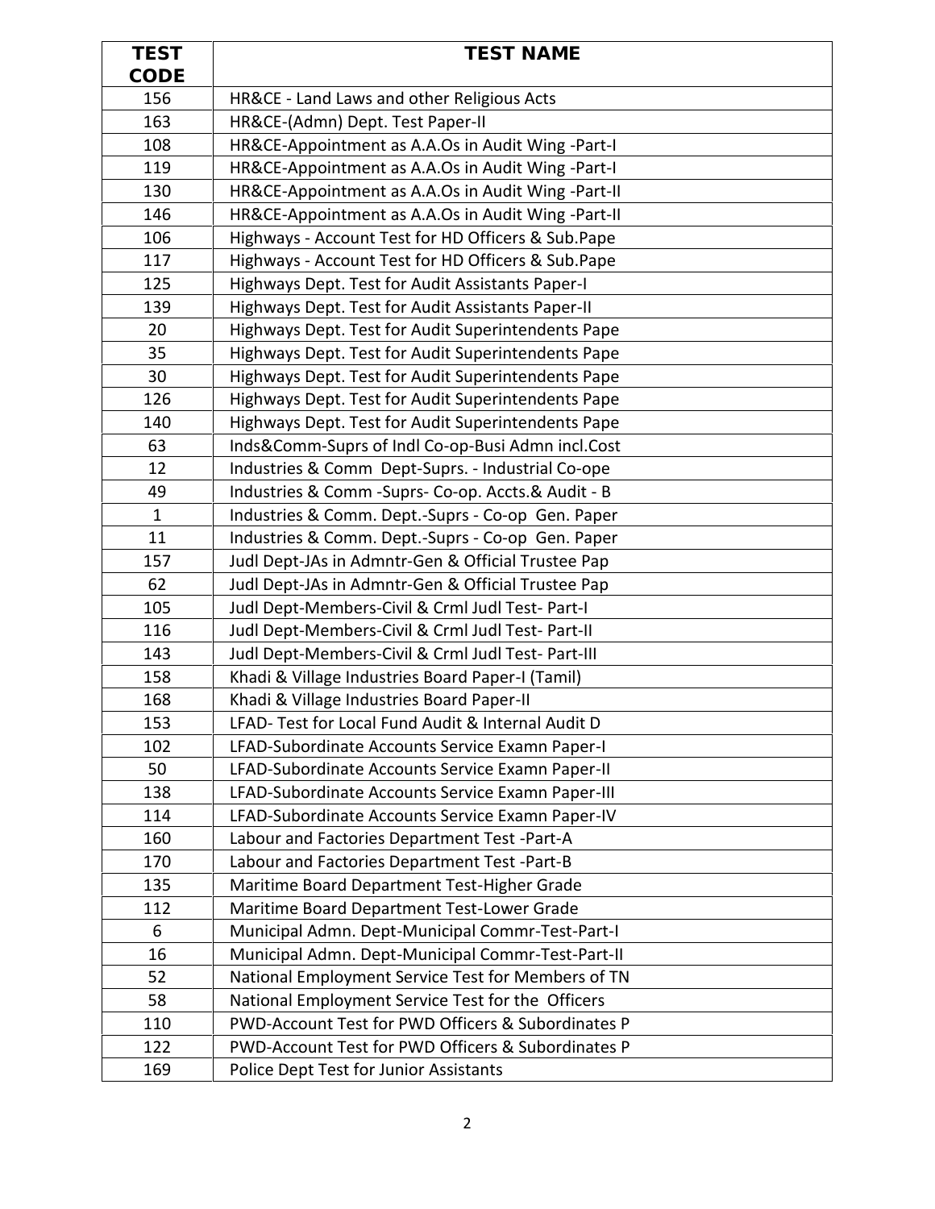| TEST CODE | TEST NAME |
|---|---|
| 156 | HR&CE - Land Laws and other Religious Acts |
| 163 | HR&CE-(Admn) Dept. Test Paper-II |
| 108 | HR&CE-Appointment as A.A.Os in Audit Wing -Part-I |
| 119 | HR&CE-Appointment as A.A.Os in Audit Wing -Part-I |
| 130 | HR&CE-Appointment as A.A.Os in Audit Wing -Part-II |
| 146 | HR&CE-Appointment as A.A.Os in Audit Wing -Part-II |
| 106 | Highways - Account Test for HD Officers & Sub.Pape |
| 117 | Highways - Account Test for HD Officers & Sub.Pape |
| 125 | Highways Dept. Test for Audit Assistants Paper-I |
| 139 | Highways Dept. Test for Audit Assistants Paper-II |
| 20 | Highways Dept. Test for Audit Superintendents Pape |
| 35 | Highways Dept. Test for Audit Superintendents Pape |
| 30 | Highways Dept. Test for Audit Superintendents Pape |
| 126 | Highways Dept. Test for Audit Superintendents Pape |
| 140 | Highways Dept. Test for Audit Superintendents Pape |
| 63 | Inds&Comm-Suprs of Indl Co-op-Busi Admn incl.Cost |
| 12 | Industries & Comm Dept-Suprs. - Industrial Co-ope |
| 49 | Industries & Comm -Suprs- Co-op. Accts.& Audit - B |
| 1 | Industries & Comm. Dept.-Suprs - Co-op Gen. Paper |
| 11 | Industries & Comm. Dept.-Suprs - Co-op Gen. Paper |
| 157 | Judl Dept-JAs in Admntr-Gen & Official Trustee Pap |
| 62 | Judl Dept-JAs in Admntr-Gen & Official Trustee Pap |
| 105 | Judl Dept-Members-Civil & Crml Judl Test- Part-I |
| 116 | Judl Dept-Members-Civil & Crml Judl Test- Part-II |
| 143 | Judl Dept-Members-Civil & Crml Judl Test- Part-III |
| 158 | Khadi & Village Industries Board Paper-I (Tamil) |
| 168 | Khadi & Village Industries Board Paper-II |
| 153 | LFAD- Test for Local Fund Audit & Internal Audit D |
| 102 | LFAD-Subordinate Accounts Service Examn Paper-I |
| 50 | LFAD-Subordinate Accounts Service Examn Paper-II |
| 138 | LFAD-Subordinate Accounts Service Examn Paper-III |
| 114 | LFAD-Subordinate Accounts Service Examn Paper-IV |
| 160 | Labour and Factories Department Test -Part-A |
| 170 | Labour and Factories Department Test -Part-B |
| 135 | Maritime Board Department Test-Higher Grade |
| 112 | Maritime Board Department Test-Lower Grade |
| 6 | Municipal Admn. Dept-Municipal Commr-Test-Part-I |
| 16 | Municipal Admn. Dept-Municipal Commr-Test-Part-II |
| 52 | National Employment Service Test for Members of TN |
| 58 | National Employment Service Test for the Officers |
| 110 | PWD-Account Test for PWD Officers & Subordinates P |
| 122 | PWD-Account Test for PWD Officers & Subordinates P |
| 169 | Police Dept Test for Junior Assistants |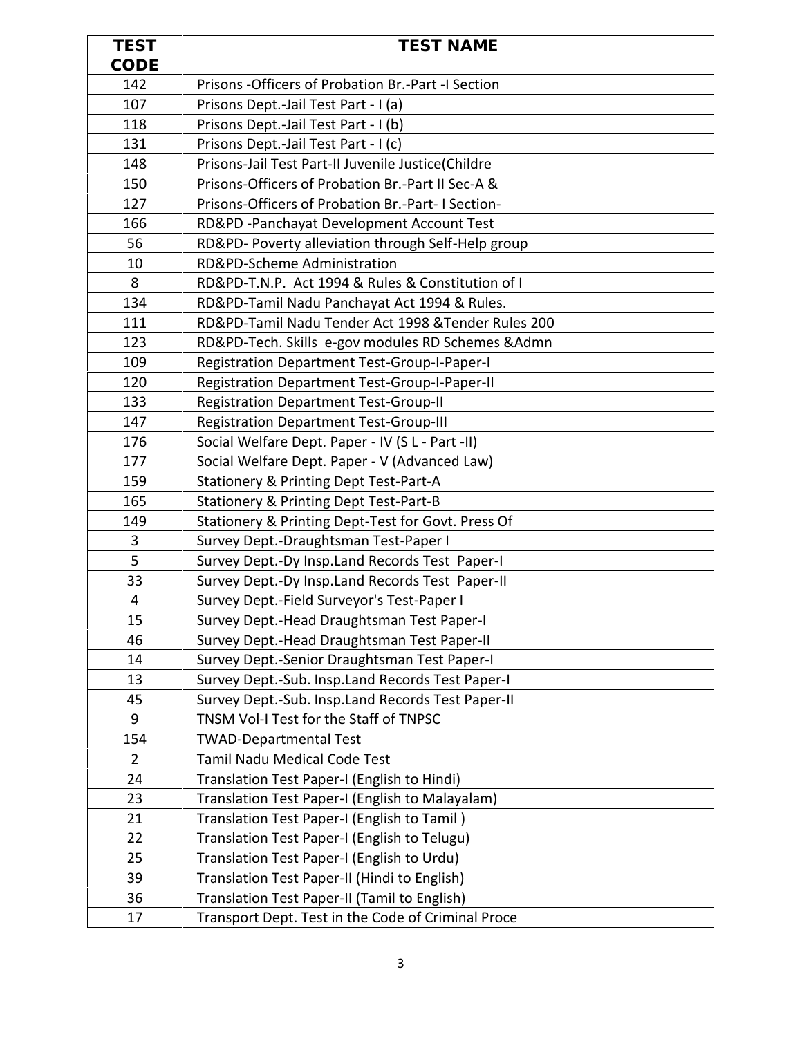| TEST CODE | TEST NAME |
|---|---|
| 142 | Prisons -Officers of Probation Br.-Part -I Section |
| 107 | Prisons Dept.-Jail Test Part - I (a) |
| 118 | Prisons Dept.-Jail Test Part - I (b) |
| 131 | Prisons Dept.-Jail Test Part - I (c) |
| 148 | Prisons-Jail Test Part-II Juvenile Justice(Childre |
| 150 | Prisons-Officers of Probation Br.-Part II Sec-A & |
| 127 | Prisons-Officers of Probation Br.-Part- I Section- |
| 166 | RD&PD -Panchayat Development Account Test |
| 56 | RD&PD- Poverty alleviation through Self-Help group |
| 10 | RD&PD-Scheme Administration |
| 8 | RD&PD-T.N.P. Act 1994 & Rules & Constitution of I |
| 134 | RD&PD-Tamil Nadu Panchayat Act 1994 & Rules. |
| 111 | RD&PD-Tamil Nadu Tender Act 1998 &Tender Rules 200 |
| 123 | RD&PD-Tech. Skills e-gov modules RD Schemes &Admn |
| 109 | Registration Department Test-Group-I-Paper-I |
| 120 | Registration Department Test-Group-I-Paper-II |
| 133 | Registration Department Test-Group-II |
| 147 | Registration Department Test-Group-III |
| 176 | Social Welfare Dept. Paper - IV (S L - Part -II) |
| 177 | Social Welfare Dept. Paper - V (Advanced Law) |
| 159 | Stationery & Printing Dept Test-Part-A |
| 165 | Stationery & Printing Dept Test-Part-B |
| 149 | Stationery & Printing Dept-Test for Govt. Press Of |
| 3 | Survey Dept.-Draughtsman Test-Paper I |
| 5 | Survey Dept.-Dy Insp.Land Records Test Paper-I |
| 33 | Survey Dept.-Dy Insp.Land Records Test Paper-II |
| 4 | Survey Dept.-Field Surveyor's Test-Paper I |
| 15 | Survey Dept.-Head Draughtsman Test Paper-I |
| 46 | Survey Dept.-Head Draughtsman Test Paper-II |
| 14 | Survey Dept.-Senior Draughtsman Test Paper-I |
| 13 | Survey Dept.-Sub. Insp.Land Records Test Paper-I |
| 45 | Survey Dept.-Sub. Insp.Land Records Test Paper-II |
| 9 | TNSM Vol-I Test for the Staff of TNPSC |
| 154 | TWAD-Departmental Test |
| 2 | Tamil Nadu Medical Code Test |
| 24 | Translation Test Paper-I (English to Hindi) |
| 23 | Translation Test Paper-I (English to Malayalam) |
| 21 | Translation Test Paper-I (English to Tamil ) |
| 22 | Translation Test Paper-I (English to Telugu) |
| 25 | Translation Test Paper-I (English to Urdu) |
| 39 | Translation Test Paper-II (Hindi to English) |
| 36 | Translation Test Paper-II (Tamil to English) |
| 17 | Transport Dept. Test in the Code of Criminal Proce |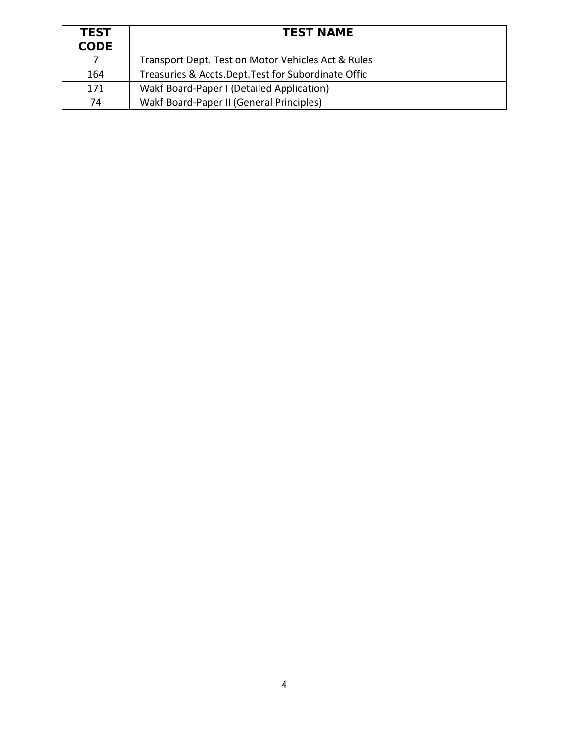| TEST CODE | TEST NAME |
|---|---|
| 7 | Transport Dept. Test on Motor Vehicles Act & Rules |
| 164 | Treasuries & Accts.Dept.Test for Subordinate Offic |
| 171 | Wakf Board-Paper I (Detailed Application) |
| 74 | Wakf Board-Paper II (General Principles) |